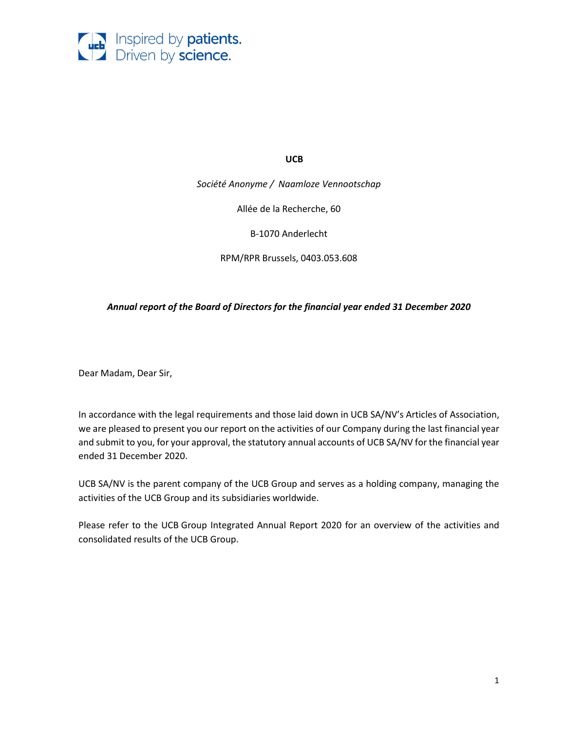Inspired by **patients.**
Driven by **science.**

**UCB**

*Société Anonyme / Naamloze Vennootschap*

Allée de la Recherche, 60

B-1070 Anderlecht

RPM/RPR Brussels, 0403.053.608

***Annual report of the Board of Directors for the financial year ended 31 December 2020***

Dear Madam, Dear Sir,

In accordance with the legal requirements and those laid down in UCB SA/NV's Articles of Association, we are pleased to present you our report on the activities of our Company during the last financial year and submit to you, for your approval, the statutory annual accounts of UCB SA/NV for the financial year ended 31 December 2020.

UCB SA/NV is the parent company of the UCB Group and serves as a holding company, managing the activities of the UCB Group and its subsidiaries worldwide.

Please refer to the UCB Group Integrated Annual Report 2020 for an overview of the activities and consolidated results of the UCB Group.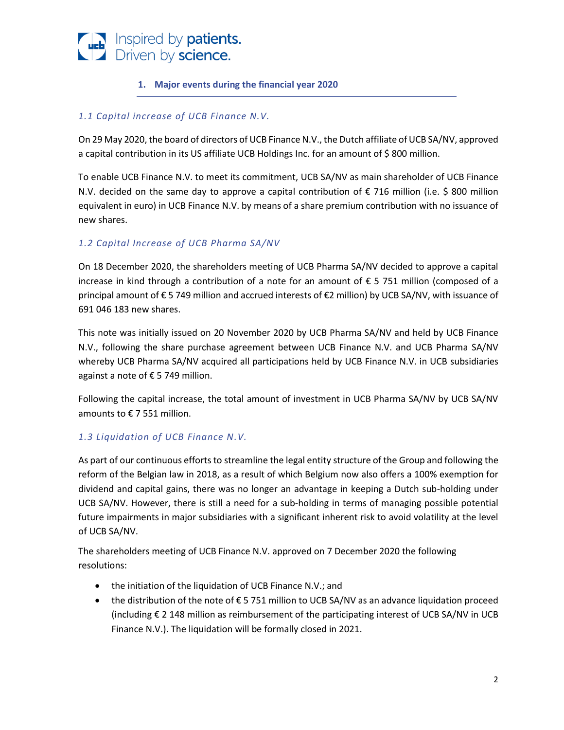## 1. Major events during the financial year 2020

### *1.1 Capital increase of UCB Finance N.V.*

On 29 May 2020, the board of directors of UCB Finance N.V., the Dutch affiliate of UCB SA/NV, approved a capital contribution in its US affiliate UCB Holdings Inc. for an amount of $ 800 million.

To enable UCB Finance N.V. to meet its commitment, UCB SA/NV as main shareholder of UCB Finance N.V. decided on the same day to approve a capital contribution of € 716 million (i.e. $ 800 million equivalent in euro) in UCB Finance N.V. by means of a share premium contribution with no issuance of new shares.

### *1.2 Capital Increase of UCB Pharma SA/NV*

On 18 December 2020, the shareholders meeting of UCB Pharma SA/NV decided to approve a capital increase in kind through a contribution of a note for an amount of € 5 751 million (composed of a principal amount of € 5 749 million and accrued interests of €2 million) by UCB SA/NV, with issuance of 691 046 183 new shares.

This note was initially issued on 20 November 2020 by UCB Pharma SA/NV and held by UCB Finance N.V., following the share purchase agreement between UCB Finance N.V. and UCB Pharma SA/NV whereby UCB Pharma SA/NV acquired all participations held by UCB Finance N.V. in UCB subsidiaries against a note of € 5 749 million.

Following the capital increase, the total amount of investment in UCB Pharma SA/NV by UCB SA/NV amounts to € 7 551 million.

### *1.3 Liquidation of UCB Finance N.V.*

As part of our continuous efforts to streamline the legal entity structure of the Group and following the reform of the Belgian law in 2018, as a result of which Belgium now also offers a 100% exemption for dividend and capital gains, there was no longer an advantage in keeping a Dutch sub-holding under UCB SA/NV. However, there is still a need for a sub-holding in terms of managing possible potential future impairments in major subsidiaries with a significant inherent risk to avoid volatility at the level of UCB SA/NV.

The shareholders meeting of UCB Finance N.V. approved on 7 December 2020 the following resolutions:

- the initiation of the liquidation of UCB Finance N.V.; and
- the distribution of the note of € 5 751 million to UCB SA/NV as an advance liquidation proceed (including € 2 148 million as reimbursement of the participating interest of UCB SA/NV in UCB Finance N.V.). The liquidation will be formally closed in 2021.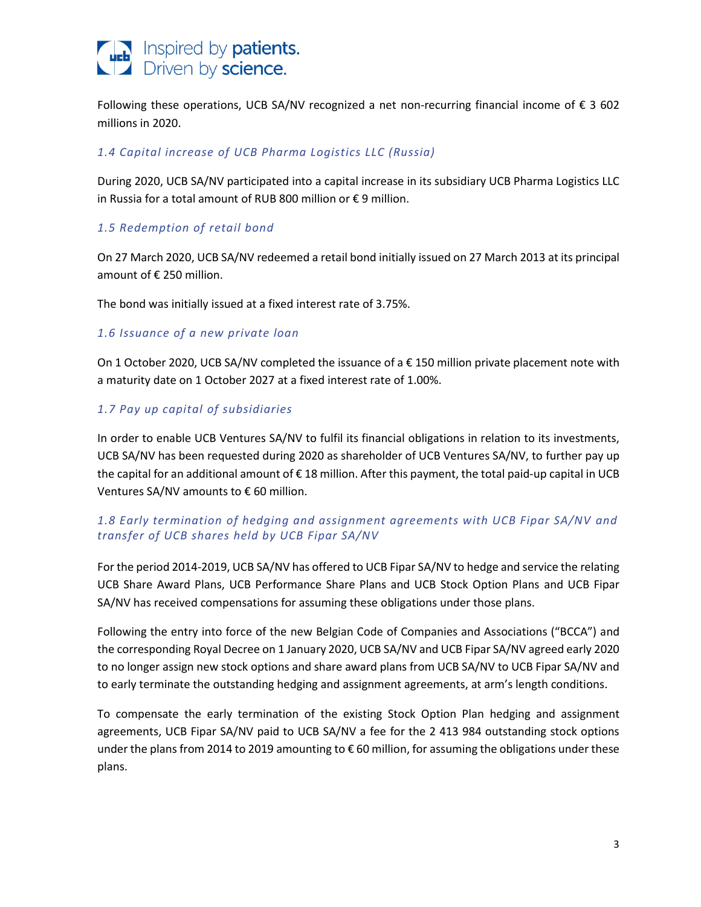Following these operations, UCB SA/NV recognized a net non-recurring financial income of € 3 602 millions in 2020.

### *1.4 Capital increase of UCB Pharma Logistics LLC (Russia)*

During 2020, UCB SA/NV participated into a capital increase in its subsidiary UCB Pharma Logistics LLC in Russia for a total amount of RUB 800 million or € 9 million.

### *1.5 Redemption of retail bond*

On 27 March 2020, UCB SA/NV redeemed a retail bond initially issued on 27 March 2013 at its principal amount of € 250 million.

The bond was initially issued at a fixed interest rate of 3.75%.

### *1.6 Issuance of a new private loan*

On 1 October 2020, UCB SA/NV completed the issuance of a € 150 million private placement note with a maturity date on 1 October 2027 at a fixed interest rate of 1.00%.

### *1.7 Pay up capital of subsidiaries*

In order to enable UCB Ventures SA/NV to fulfil its financial obligations in relation to its investments, UCB SA/NV has been requested during 2020 as shareholder of UCB Ventures SA/NV, to further pay up the capital for an additional amount of € 18 million. After this payment, the total paid-up capital in UCB Ventures SA/NV amounts to € 60 million.

### *1.8 Early termination of hedging and assignment agreements with UCB Fipar SA/NV and transfer of UCB shares held by UCB Fipar SA/NV*

For the period 2014-2019, UCB SA/NV has offered to UCB Fipar SA/NV to hedge and service the relating UCB Share Award Plans, UCB Performance Share Plans and UCB Stock Option Plans and UCB Fipar SA/NV has received compensations for assuming these obligations under those plans.

Following the entry into force of the new Belgian Code of Companies and Associations ("BCCA") and the corresponding Royal Decree on 1 January 2020, UCB SA/NV and UCB Fipar SA/NV agreed early 2020 to no longer assign new stock options and share award plans from UCB SA/NV to UCB Fipar SA/NV and to early terminate the outstanding hedging and assignment agreements, at arm's length conditions.

To compensate the early termination of the existing Stock Option Plan hedging and assignment agreements, UCB Fipar SA/NV paid to UCB SA/NV a fee for the 2 413 984 outstanding stock options under the plans from 2014 to 2019 amounting to € 60 million, for assuming the obligations under these plans.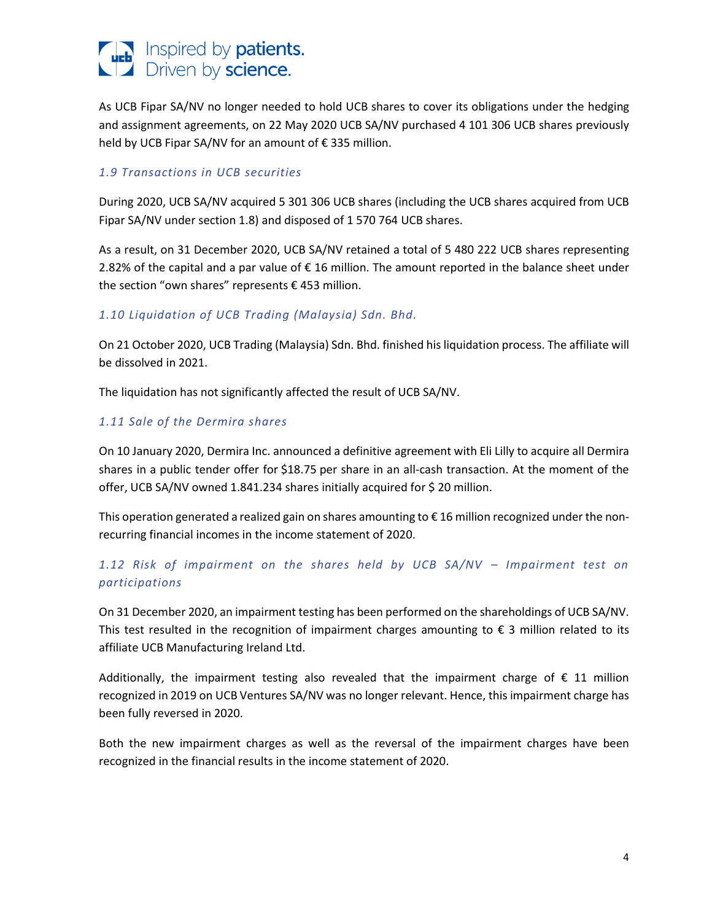As UCB Fipar SA/NV no longer needed to hold UCB shares to cover its obligations under the hedging and assignment agreements, on 22 May 2020 UCB SA/NV purchased 4 101 306 UCB shares previously held by UCB Fipar SA/NV for an amount of € 335 million.

### *1.9 Transactions in UCB securities*

During 2020, UCB SA/NV acquired 5 301 306 UCB shares (including the UCB shares acquired from UCB Fipar SA/NV under section 1.8) and disposed of 1 570 764 UCB shares.

As a result, on 31 December 2020, UCB SA/NV retained a total of 5 480 222 UCB shares representing 2.82% of the capital and a par value of € 16 million. The amount reported in the balance sheet under the section "own shares" represents € 453 million.

### *1.10 Liquidation of UCB Trading (Malaysia) Sdn. Bhd.*

On 21 October 2020, UCB Trading (Malaysia) Sdn. Bhd. finished his liquidation process. The affiliate will be dissolved in 2021.

The liquidation has not significantly affected the result of UCB SA/NV.

### *1.11 Sale of the Dermira shares*

On 10 January 2020, Dermira Inc. announced a definitive agreement with Eli Lilly to acquire all Dermira shares in a public tender offer for $18.75 per share in an all-cash transaction. At the moment of the offer, UCB SA/NV owned 1.841.234 shares initially acquired for $ 20 million.

This operation generated a realized gain on shares amounting to € 16 million recognized under the non-recurring financial incomes in the income statement of 2020.

### *1.12 Risk of impairment on the shares held by UCB SA/NV – Impairment test on participations*

On 31 December 2020, an impairment testing has been performed on the shareholdings of UCB SA/NV. This test resulted in the recognition of impairment charges amounting to € 3 million related to its affiliate UCB Manufacturing Ireland Ltd.

Additionally, the impairment testing also revealed that the impairment charge of € 11 million recognized in 2019 on UCB Ventures SA/NV was no longer relevant. Hence, this impairment charge has been fully reversed in 2020.

Both the new impairment charges as well as the reversal of the impairment charges have been recognized in the financial results in the income statement of 2020.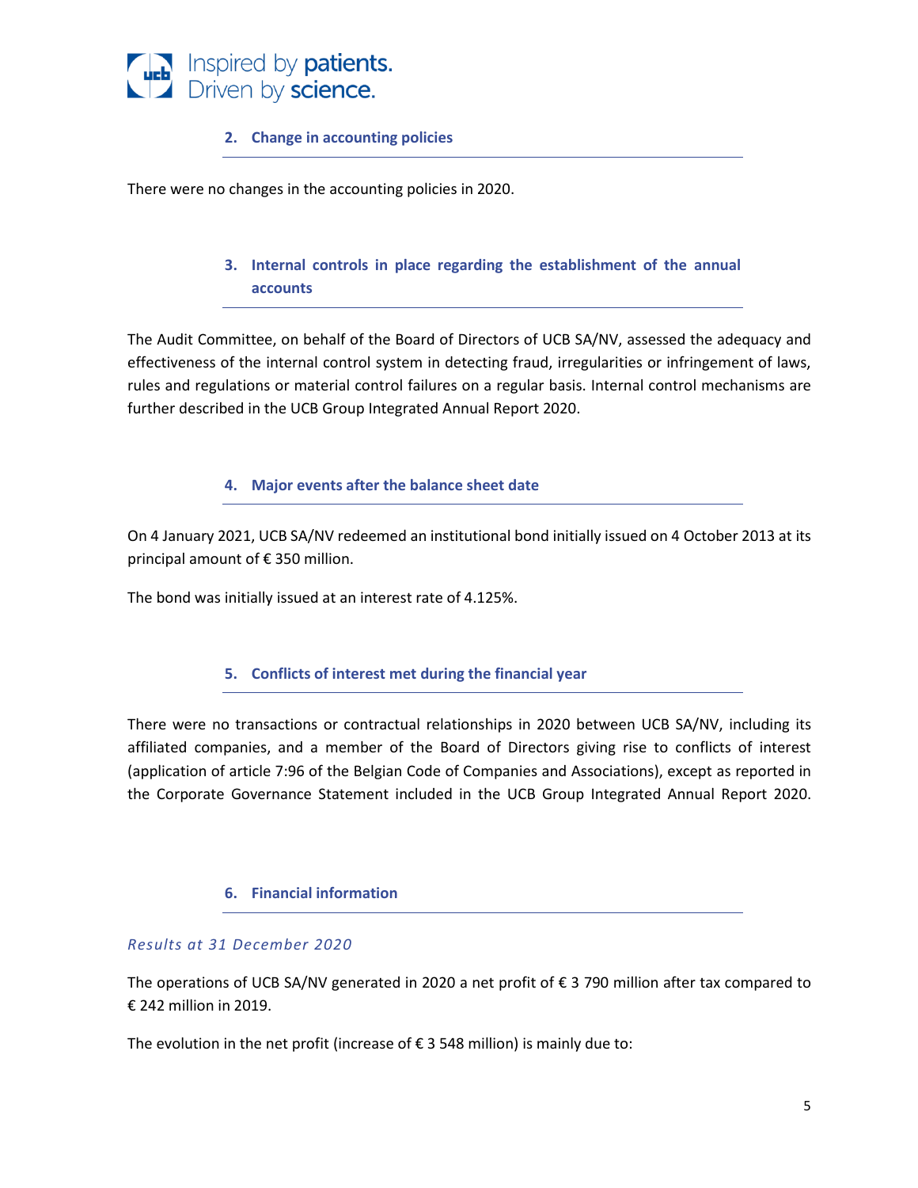## 2. Change in accounting policies

There were no changes in the accounting policies in 2020.

## 3. Internal controls in place regarding the establishment of the annual accounts

The Audit Committee, on behalf of the Board of Directors of UCB SA/NV, assessed the adequacy and effectiveness of the internal control system in detecting fraud, irregularities or infringement of laws, rules and regulations or material control failures on a regular basis. Internal control mechanisms are further described in the UCB Group Integrated Annual Report 2020.

## 4. Major events after the balance sheet date

On 4 January 2021, UCB SA/NV redeemed an institutional bond initially issued on 4 October 2013 at its principal amount of € 350 million.

The bond was initially issued at an interest rate of 4.125%.

## 5. Conflicts of interest met during the financial year

There were no transactions or contractual relationships in 2020 between UCB SA/NV, including its affiliated companies, and a member of the Board of Directors giving rise to conflicts of interest (application of article 7:96 of the Belgian Code of Companies and Associations), except as reported in the Corporate Governance Statement included in the UCB Group Integrated Annual Report 2020.

## 6. Financial information

*Results at 31 December 2020*

The operations of UCB SA/NV generated in 2020 a net profit of € 3 790 million after tax compared to € 242 million in 2019.

The evolution in the net profit (increase of € 3 548 million) is mainly due to: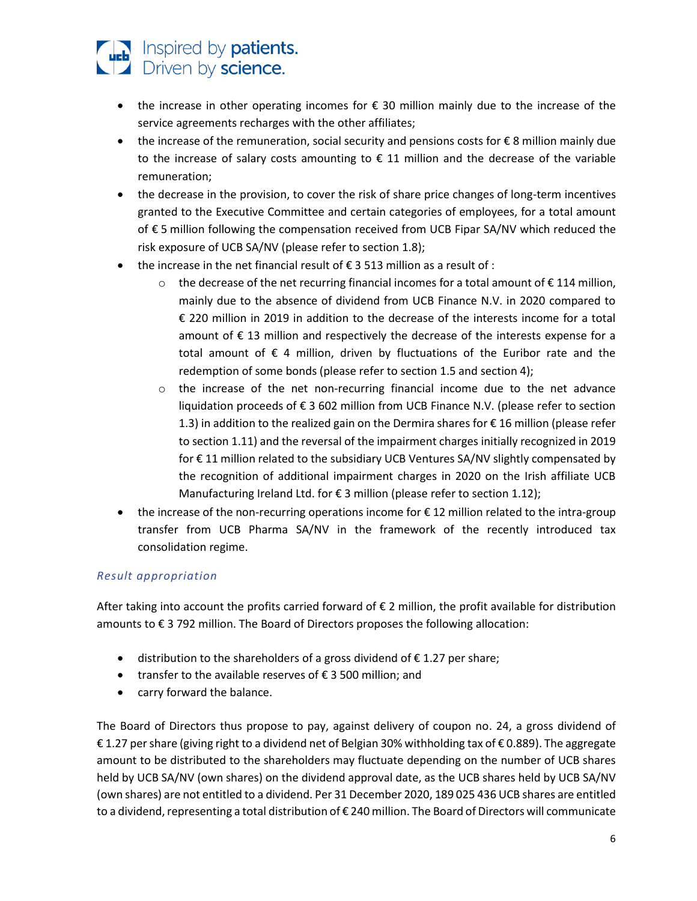- the increase in other operating incomes for € 30 million mainly due to the increase of the service agreements recharges with the other affiliates;
- the increase of the remuneration, social security and pensions costs for € 8 million mainly due to the increase of salary costs amounting to € 11 million and the decrease of the variable remuneration;
- the decrease in the provision, to cover the risk of share price changes of long-term incentives granted to the Executive Committee and certain categories of employees, for a total amount of € 5 million following the compensation received from UCB Fipar SA/NV which reduced the risk exposure of UCB SA/NV (please refer to section 1.8);
- the increase in the net financial result of € 3 513 million as a result of :
  - the decrease of the net recurring financial incomes for a total amount of € 114 million, mainly due to the absence of dividend from UCB Finance N.V. in 2020 compared to € 220 million in 2019 in addition to the decrease of the interests income for a total amount of € 13 million and respectively the decrease of the interests expense for a total amount of € 4 million, driven by fluctuations of the Euribor rate and the redemption of some bonds (please refer to section 1.5 and section 4);
  - the increase of the net non-recurring financial income due to the net advance liquidation proceeds of € 3 602 million from UCB Finance N.V. (please refer to section 1.3) in addition to the realized gain on the Dermira shares for € 16 million (please refer to section 1.11) and the reversal of the impairment charges initially recognized in 2019 for € 11 million related to the subsidiary UCB Ventures SA/NV slightly compensated by the recognition of additional impairment charges in 2020 on the Irish affiliate UCB Manufacturing Ireland Ltd. for € 3 million (please refer to section 1.12);
- the increase of the non-recurring operations income for € 12 million related to the intra-group transfer from UCB Pharma SA/NV in the framework of the recently introduced tax consolidation regime.

*Result appropriation*

After taking into account the profits carried forward of € 2 million, the profit available for distribution amounts to € 3 792 million. The Board of Directors proposes the following allocation:

- distribution to the shareholders of a gross dividend of € 1.27 per share;
- transfer to the available reserves of € 3 500 million; and
- carry forward the balance.

The Board of Directors thus propose to pay, against delivery of coupon no. 24, a gross dividend of € 1.27 per share (giving right to a dividend net of Belgian 30% withholding tax of € 0.889). The aggregate amount to be distributed to the shareholders may fluctuate depending on the number of UCB shares held by UCB SA/NV (own shares) on the dividend approval date, as the UCB shares held by UCB SA/NV (own shares) are not entitled to a dividend. Per 31 December 2020, 189 025 436 UCB shares are entitled to a dividend, representing a total distribution of € 240 million. The Board of Directors will communicate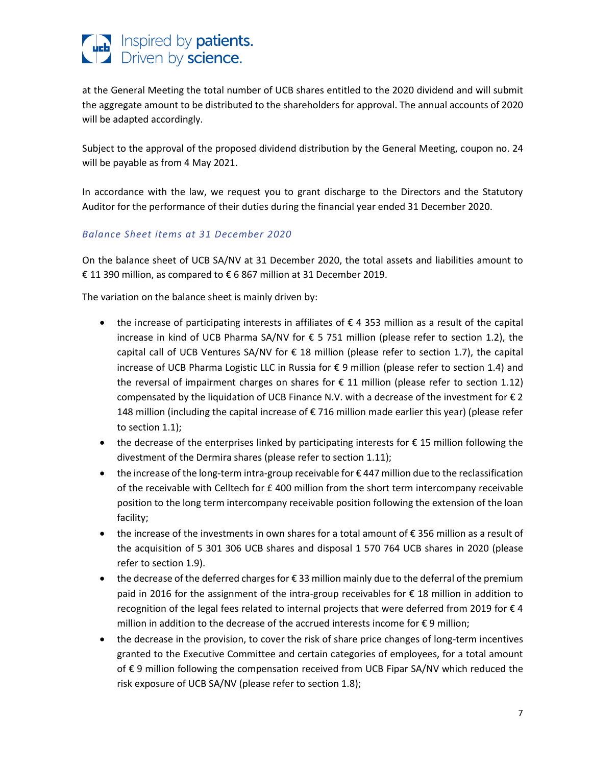at the General Meeting the total number of UCB shares entitled to the 2020 dividend and will submit the aggregate amount to be distributed to the shareholders for approval. The annual accounts of 2020 will be adapted accordingly.

Subject to the approval of the proposed dividend distribution by the General Meeting, coupon no. 24 will be payable as from 4 May 2021.

In accordance with the law, we request you to grant discharge to the Directors and the Statutory Auditor for the performance of their duties during the financial year ended 31 December 2020.

*Balance Sheet items at 31 December 2020*

On the balance sheet of UCB SA/NV at 31 December 2020, the total assets and liabilities amount to € 11 390 million, as compared to € 6 867 million at 31 December 2019.

The variation on the balance sheet is mainly driven by:

- the increase of participating interests in affiliates of € 4 353 million as a result of the capital increase in kind of UCB Pharma SA/NV for € 5 751 million (please refer to section 1.2), the capital call of UCB Ventures SA/NV for € 18 million (please refer to section 1.7), the capital increase of UCB Pharma Logistic LLC in Russia for € 9 million (please refer to section 1.4) and the reversal of impairment charges on shares for € 11 million (please refer to section 1.12) compensated by the liquidation of UCB Finance N.V. with a decrease of the investment for € 2 148 million (including the capital increase of € 716 million made earlier this year) (please refer to section 1.1);
- the decrease of the enterprises linked by participating interests for € 15 million following the divestment of the Dermira shares (please refer to section 1.11);
- the increase of the long-term intra-group receivable for € 447 million due to the reclassification of the receivable with Celltech for £ 400 million from the short term intercompany receivable position to the long term intercompany receivable position following the extension of the loan facility;
- the increase of the investments in own shares for a total amount of € 356 million as a result of the acquisition of 5 301 306 UCB shares and disposal 1 570 764 UCB shares in 2020 (please refer to section 1.9).
- the decrease of the deferred charges for € 33 million mainly due to the deferral of the premium paid in 2016 for the assignment of the intra-group receivables for € 18 million in addition to recognition of the legal fees related to internal projects that were deferred from 2019 for € 4 million in addition to the decrease of the accrued interests income for € 9 million;
- the decrease in the provision, to cover the risk of share price changes of long-term incentives granted to the Executive Committee and certain categories of employees, for a total amount of € 9 million following the compensation received from UCB Fipar SA/NV which reduced the risk exposure of UCB SA/NV (please refer to section 1.8);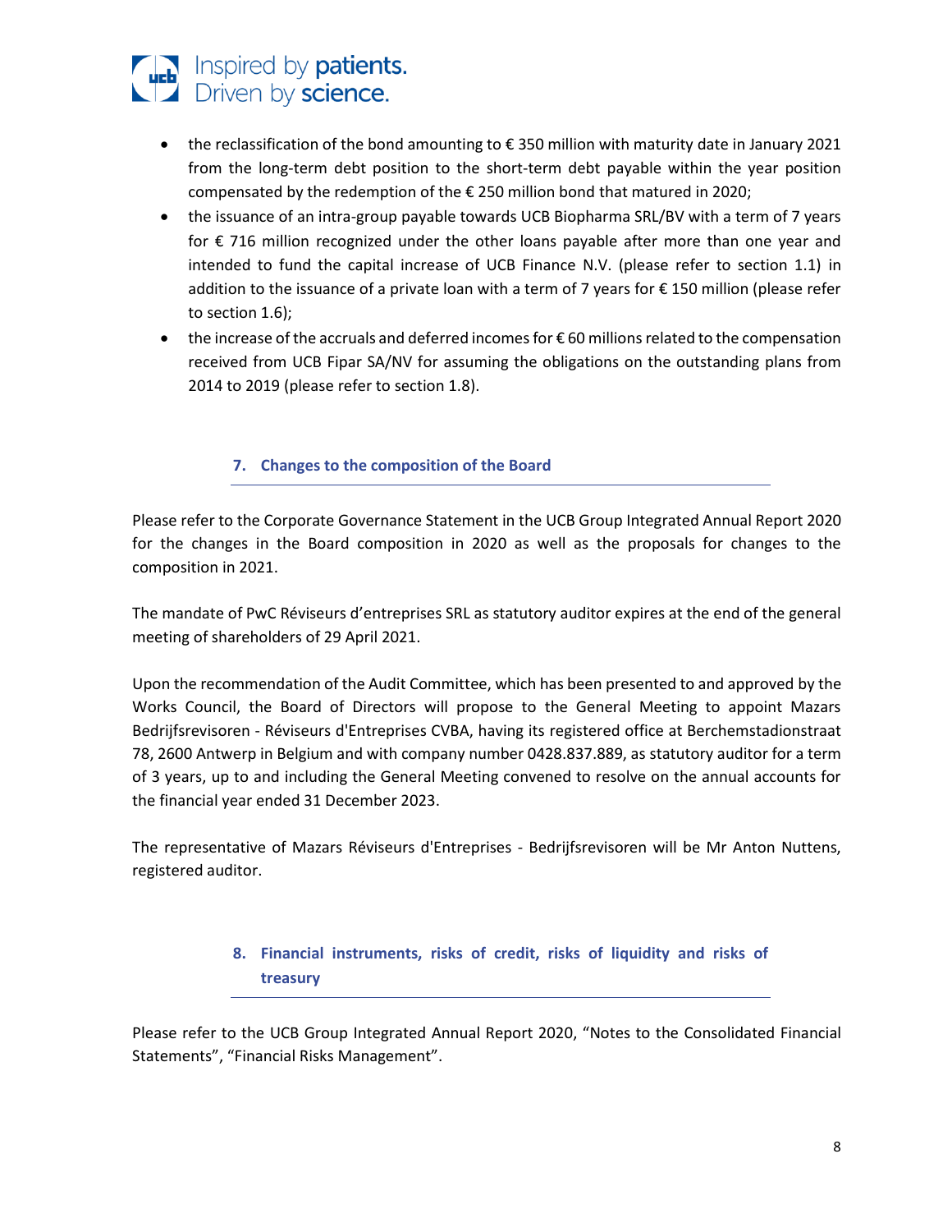- the reclassification of the bond amounting to € 350 million with maturity date in January 2021 from the long-term debt position to the short-term debt payable within the year position compensated by the redemption of the € 250 million bond that matured in 2020;
- the issuance of an intra-group payable towards UCB Biopharma SRL/BV with a term of 7 years for € 716 million recognized under the other loans payable after more than one year and intended to fund the capital increase of UCB Finance N.V. (please refer to section 1.1) in addition to the issuance of a private loan with a term of 7 years for € 150 million (please refer to section 1.6);
- the increase of the accruals and deferred incomes for € 60 millions related to the compensation received from UCB Fipar SA/NV for assuming the obligations on the outstanding plans from 2014 to 2019 (please refer to section 1.8).

## 7. Changes to the composition of the Board

Please refer to the Corporate Governance Statement in the UCB Group Integrated Annual Report 2020 for the changes in the Board composition in 2020 as well as the proposals for changes to the composition in 2021.

The mandate of PwC Réviseurs d'entreprises SRL as statutory auditor expires at the end of the general meeting of shareholders of 29 April 2021.

Upon the recommendation of the Audit Committee, which has been presented to and approved by the Works Council, the Board of Directors will propose to the General Meeting to appoint Mazars Bedrijfsrevisoren - Réviseurs d'Entreprises CVBA, having its registered office at Berchemstadionstraat 78, 2600 Antwerp in Belgium and with company number 0428.837.889, as statutory auditor for a term of 3 years, up to and including the General Meeting convened to resolve on the annual accounts for the financial year ended 31 December 2023.

The representative of Mazars Réviseurs d'Entreprises - Bedrijfsrevisoren will be Mr Anton Nuttens, registered auditor.

## 8. Financial instruments, risks of credit, risks of liquidity and risks of treasury

Please refer to the UCB Group Integrated Annual Report 2020, "Notes to the Consolidated Financial Statements", "Financial Risks Management".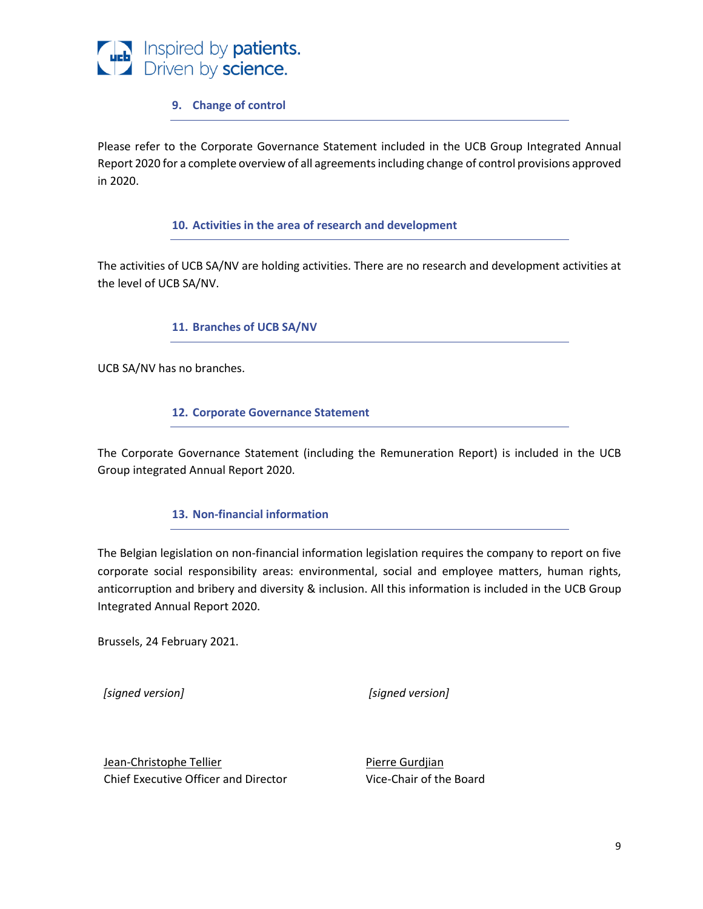## 9. Change of control

Please refer to the Corporate Governance Statement included in the UCB Group Integrated Annual Report 2020 for a complete overview of all agreements including change of control provisions approved in 2020.

## 10. Activities in the area of research and development

The activities of UCB SA/NV are holding activities. There are no research and development activities at the level of UCB SA/NV.

## 11. Branches of UCB SA/NV

UCB SA/NV has no branches.

## 12. Corporate Governance Statement

The Corporate Governance Statement (including the Remuneration Report) is included in the UCB Group integrated Annual Report 2020.

## 13. Non-financial information

The Belgian legislation on non-financial information legislation requires the company to report on five corporate social responsibility areas: environmental, social and employee matters, human rights, anticorruption and bribery and diversity & inclusion. All this information is included in the UCB Group Integrated Annual Report 2020.

Brussels, 24 February 2021.

*[signed version]*

Jean-Christophe Tellier
Chief Executive Officer and Director

*[signed version]*

Pierre Gurdjian
Vice-Chair of the Board